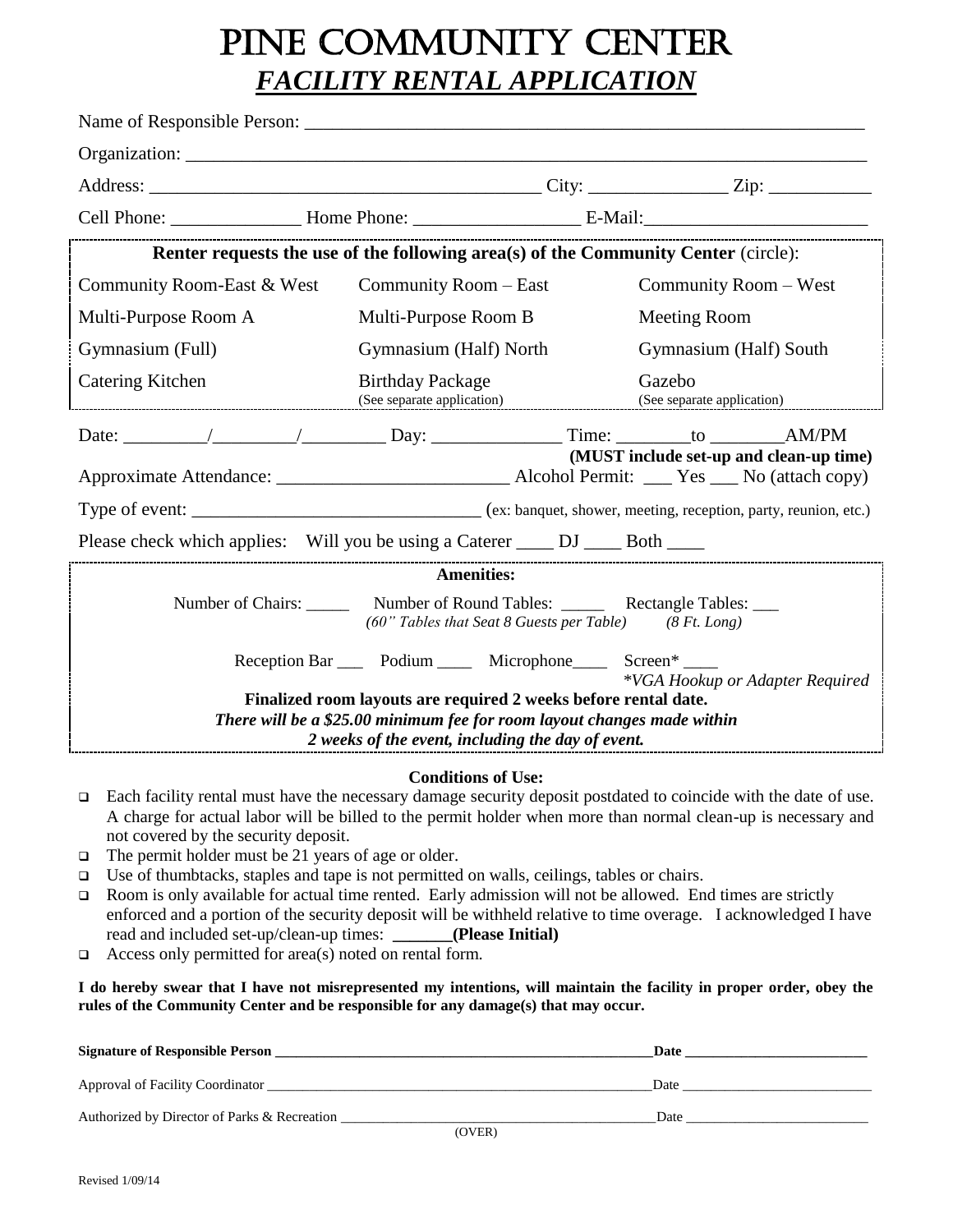# PINE COMMUNITY CENTER

## *FACILITY RENTAL APPLICATION*

Name of Responsible Person: ___________________________________________________________

Organization: ___________________________________________________________________

Address: ________________________________________ City: ______________ Zip: ___________

Cell Phone: ______________ Home Phone: _________________ E-Mail:_______________________

**Renter requests the use of the following area(s) of the Community Center** (circle):

| | | |
|---|---|---|
| Community Room-East & West | Community Room – East | Community Room – West |
| Multi-Purpose Room A | Multi-Purpose Room B | Meeting Room |
| Gymnasium (Full) | Gymnasium (Half) North | Gymnasium (Half) South |
| Catering Kitchen | Birthday Package (See separate application) | Gazebo (See separate application) |

Date: _________/_________/_________ Day: ______________ Time: ________to ________AM/PM

**(MUST include set-up and clean-up time)**

Approximate Attendance: ________________________ Alcohol Permit: ___ Yes ___ No (attach copy)

Type of event: ______________________________ (ex: banquet, shower, meeting, reception, party, reunion, etc.)

Please check which applies: Will you be using a Caterer ____ DJ ____ Both ____

**Amenities:**

Number of Chairs: _____ Number of Round Tables: _____ Rectangle Tables: ___
*(60" Tables that Seat 8 Guests per Table)* *(8 Ft. Long)*

Reception Bar ___ Podium ____ Microphone____ Screen* ____
*\*VGA Hookup or Adapter Required*

**Finalized room layouts are required 2 weeks before rental date.**
***There will be a $25.00 minimum fee for room layout changes made within 2 weeks of the event, including the day of event.***

**Conditions of Use:**

- Each facility rental must have the necessary damage security deposit postdated to coincide with the date of use. A charge for actual labor will be billed to the permit holder when more than normal clean-up is necessary and not covered by the security deposit.
- The permit holder must be 21 years of age or older.
- Use of thumbtacks, staples and tape is not permitted on walls, ceilings, tables or chairs.
- Room is only available for actual time rented. Early admission will not be allowed. End times are strictly enforced and a portion of the security deposit will be withheld relative to time overage. I acknowledged I have read and included set-up/clean-up times: **_______(Please Initial)**
- Access only permitted for area(s) noted on rental form.

**I do hereby swear that I have not misrepresented my intentions, will maintain the facility in proper order, obey the rules of the Community Center and be responsible for any damage(s) that may occur.**

**Signature of Responsible Person ______________________________________________Date ________________________**

Approval of Facility Coordinator ______________________________________________Date ________________________

Authorized by Director of Parks & Recreation ______________________________________Date ________________________

(OVER)

Revised 1/09/14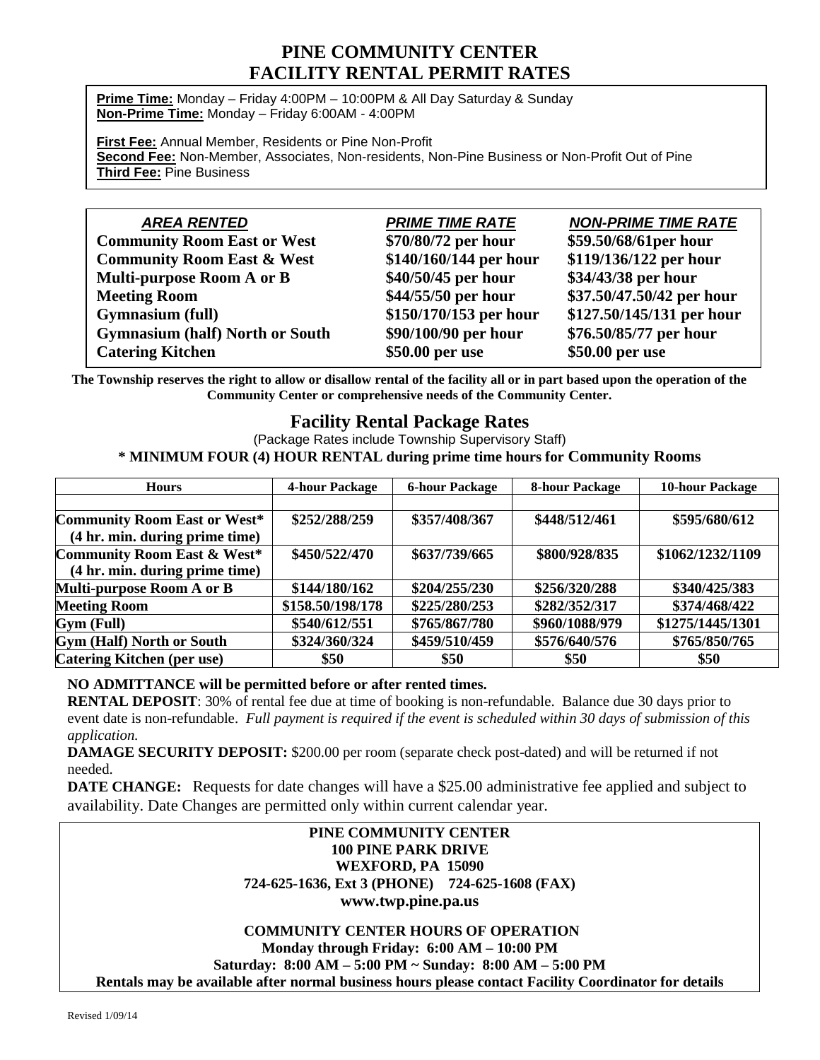# PINE COMMUNITY CENTER
# FACILITY RENTAL PERMIT RATES

**Prime Time:** Monday – Friday 4:00PM – 10:00PM & All Day Saturday & Sunday
**Non-Prime Time:** Monday – Friday 6:00AM - 4:00PM

**First Fee:** Annual Member, Residents or Pine Non-Profit
**Second Fee:** Non-Member, Associates, Non-residents, Non-Pine Business or Non-Profit Out of Pine
**Third Fee:** Pine Business

| *AREA RENTED* | *PRIME TIME RATE* | *NON-PRIME TIME RATE* |
|---|---|---|
| **Community Room East or West** | **$70/80/72 per hour** | **$59.50/68/61per hour** |
| **Community Room East & West** | **$140/160/144 per hour** | **$119/136/122 per hour** |
| **Multi-purpose Room A or B** | **$40/50/45 per hour** | **$34/43/38 per hour** |
| **Meeting Room** | **$44/55/50 per hour** | **$37.50/47.50/42 per hour** |
| **Gymnasium (full)** | **$150/170/153 per hour** | **$127.50/145/131 per hour** |
| **Gymnasium (half) North or South** | **$90/100/90 per hour** | **$76.50/85/77 per hour** |
| **Catering Kitchen** | **$50.00 per use** | **$50.00 per use** |

**The Township reserves the right to allow or disallow rental of the facility all or in part based upon the operation of the Community Center or comprehensive needs of the Community Center.**

## Facility Rental Package Rates

(Package Rates include Township Supervisory Staff)

**\* MINIMUM FOUR (4) HOUR RENTAL during prime time hours for Community Rooms**

| Hours | 4-hour Package | 6-hour Package | 8-hour Package | 10-hour Package |
|---|---|---|---|---|
| | | | | |
| **Community Room East or West*** **(4 hr. min. during prime time)** | **$252/288/259** | **$357/408/367** | **$448/512/461** | **$595/680/612** |
| **Community Room East & West*** **(4 hr. min. during prime time)** | **$450/522/470** | **$637/739/665** | **$800/928/835** | **$1062/1232/1109** |
| **Multi-purpose Room A or B** | **$144/180/162** | **$204/255/230** | **$256/320/288** | **$340/425/383** |
| **Meeting Room** | **$158.50/198/178** | **$225/280/253** | **$282/352/317** | **$374/468/422** |
| **Gym (Full)** | **$540/612/551** | **$765/867/780** | **$960/1088/979** | **$1275/1445/1301** |
| **Gym (Half) North or South** | **$324/360/324** | **$459/510/459** | **$576/640/576** | **$765/850/765** |
| **Catering Kitchen (per use)** | **$50** | **$50** | **$50** | **$50** |

**NO ADMITTANCE will be permitted before or after rented times.**

**RENTAL DEPOSIT**: 30% of rental fee due at time of booking is non-refundable. Balance due 30 days prior to event date is non-refundable. *Full payment is required if the event is scheduled within 30 days of submission of this application.*

**DAMAGE SECURITY DEPOSIT:** $200.00 per room (separate check post-dated) and will be returned if not needed.

**DATE CHANGE:** Requests for date changes will have a $25.00 administrative fee applied and subject to availability. Date Changes are permitted only within current calendar year.

**PINE COMMUNITY CENTER**
**100 PINE PARK DRIVE**
**WEXFORD, PA 15090**
**724-625-1636, Ext 3 (PHONE) 724-625-1608 (FAX)**
**www.twp.pine.pa.us**

**COMMUNITY CENTER HOURS OF OPERATION**
**Monday through Friday: 6:00 AM – 10:00 PM**
**Saturday: 8:00 AM – 5:00 PM ~ Sunday: 8:00 AM – 5:00 PM**
**Rentals may be available after normal business hours please contact Facility Coordinator for details**

Revised 1/09/14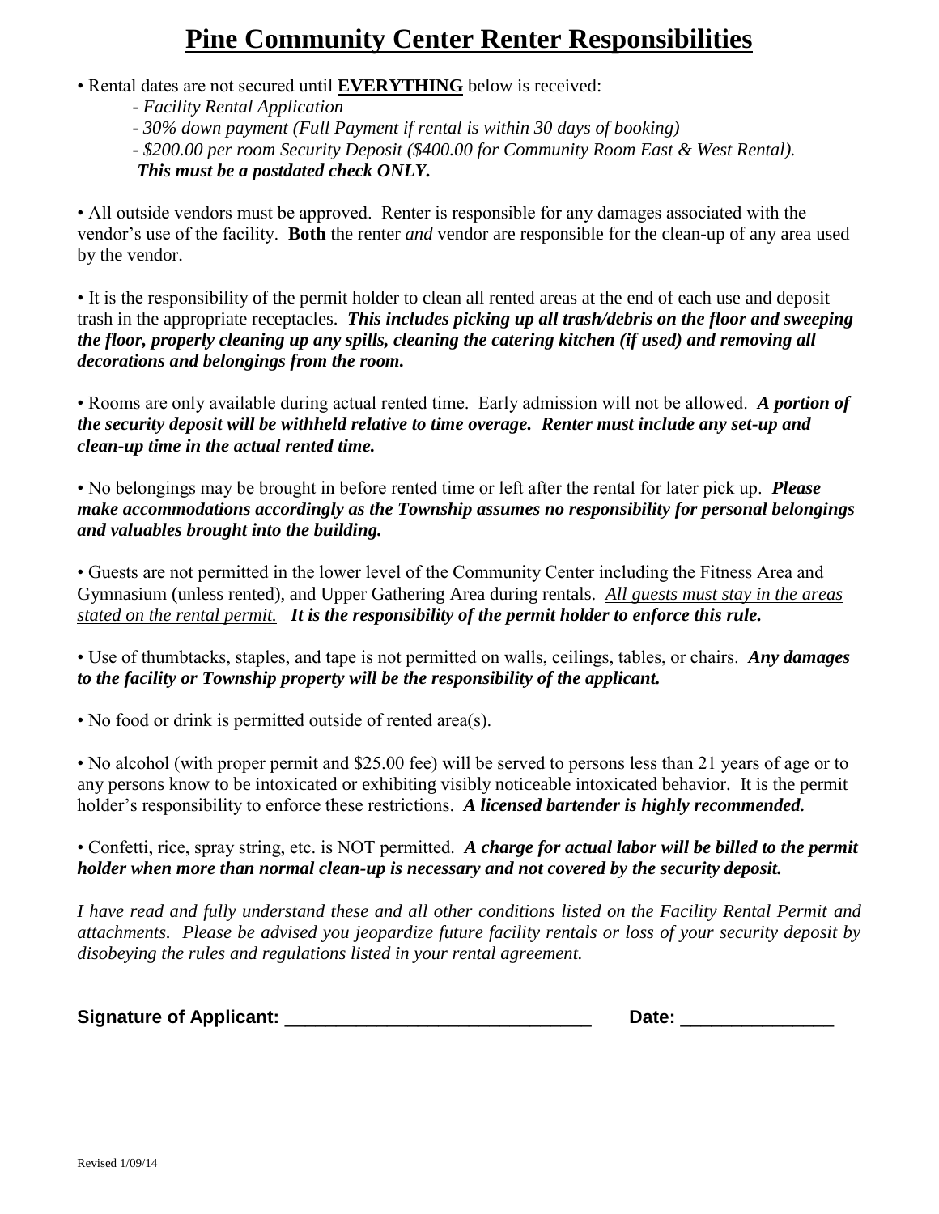# Pine Community Center Renter Responsibilities

• Rental dates are not secured until **EVERYTHING** below is received:

- *Facility Rental Application*
- *30% down payment (Full Payment if rental is within 30 days of booking)*
- *$200.00 per room Security Deposit ($400.00 for Community Room East & West Rental).* ***This must be a postdated check ONLY.***

• All outside vendors must be approved. Renter is responsible for any damages associated with the vendor's use of the facility. **Both** the renter *and* vendor are responsible for the clean-up of any area used by the vendor.

• It is the responsibility of the permit holder to clean all rented areas at the end of each use and deposit trash in the appropriate receptacles. ***This includes picking up all trash/debris on the floor and sweeping the floor, properly cleaning up any spills, cleaning the catering kitchen (if used) and removing all decorations and belongings from the room.***

• Rooms are only available during actual rented time. Early admission will not be allowed. ***A portion of the security deposit will be withheld relative to time overage. Renter must include any set-up and clean-up time in the actual rented time.***

• No belongings may be brought in before rented time or left after the rental for later pick up. ***Please make accommodations accordingly as the Township assumes no responsibility for personal belongings and valuables brought into the building.***

• Guests are not permitted in the lower level of the Community Center including the Fitness Area and Gymnasium (unless rented), and Upper Gathering Area during rentals. <u>*All guests must stay in the areas stated on the rental permit.*</u> ***It is the responsibility of the permit holder to enforce this rule.***

• Use of thumbtacks, staples, and tape is not permitted on walls, ceilings, tables, or chairs. ***Any damages to the facility or Township property will be the responsibility of the applicant.***

• No food or drink is permitted outside of rented area(s).

• No alcohol (with proper permit and $25.00 fee) will be served to persons less than 21 years of age or to any persons know to be intoxicated or exhibiting visibly noticeable intoxicated behavior. It is the permit holder's responsibility to enforce these restrictions. ***A licensed bartender is highly recommended.***

• Confetti, rice, spray string, etc. is NOT permitted. ***A charge for actual labor will be billed to the permit holder when more than normal clean-up is necessary and not covered by the security deposit.***

*I have read and fully understand these and all other conditions listed on the Facility Rental Permit and attachments. Please be advised you jeopardize future facility rentals or loss of your security deposit by disobeying the rules and regulations listed in your rental agreement.*

**Signature of Applicant:** _______________________________ **Date:** _______________

Revised 1/09/14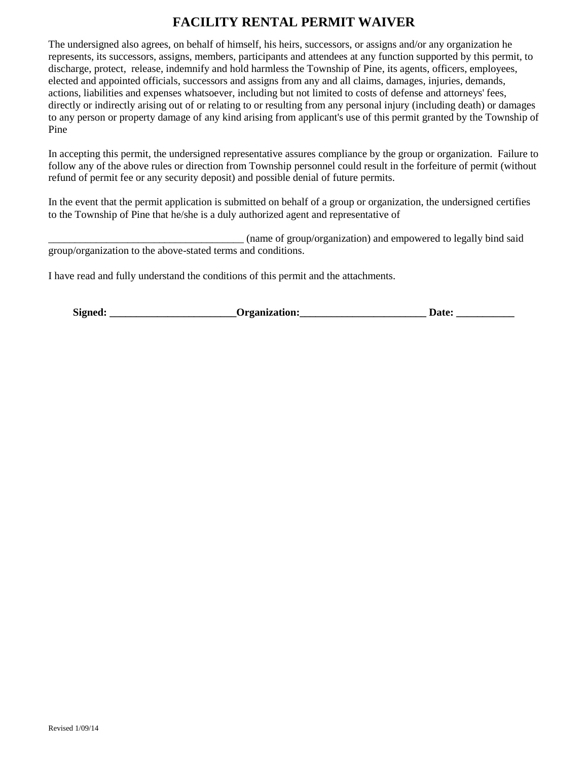# FACILITY RENTAL PERMIT WAIVER

The undersigned also agrees, on behalf of himself, his heirs, successors, or assigns and/or any organization he represents, its successors, assigns, members, participants and attendees at any function supported by this permit, to discharge, protect, release, indemnify and hold harmless the Township of Pine, its agents, officers, employees, elected and appointed officials, successors and assigns from any and all claims, damages, injuries, demands, actions, liabilities and expenses whatsoever, including but not limited to costs of defense and attorneys' fees, directly or indirectly arising out of or relating to or resulting from any personal injury (including death) or damages to any person or property damage of any kind arising from applicant's use of this permit granted by the Township of Pine

In accepting this permit, the undersigned representative assures compliance by the group or organization. Failure to follow any of the above rules or direction from Township personnel could result in the forfeiture of permit (without refund of permit fee or any security deposit) and possible denial of future permits.

In the event that the permit application is submitted on behalf of a group or organization, the undersigned certifies to the Township of Pine that he/she is a duly authorized agent and representative of

_____________________________________ (name of group/organization) and empowered to legally bind said group/organization to the above-stated terms and conditions.

I have read and fully understand the conditions of this permit and the attachments.

**Signed: ________________________Organization:________________________ Date: ___________**

Revised 1/09/14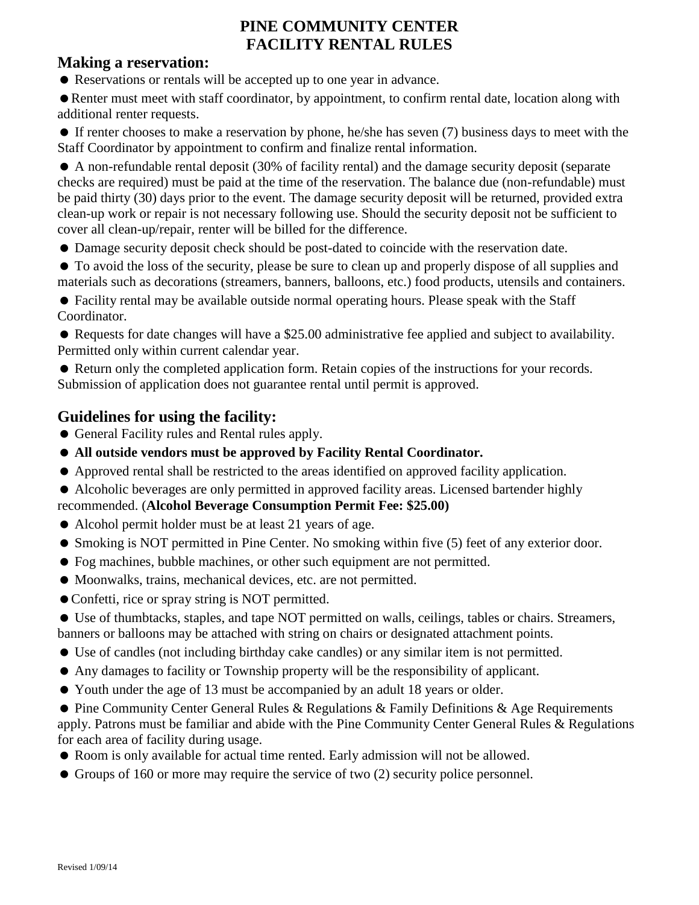# PINE COMMUNITY CENTER
# FACILITY RENTAL RULES

## Making a reservation:

- Reservations or rentals will be accepted up to one year in advance.
- Renter must meet with staff coordinator, by appointment, to confirm rental date, location along with additional renter requests.
- If renter chooses to make a reservation by phone, he/she has seven (7) business days to meet with the Staff Coordinator by appointment to confirm and finalize rental information.
- A non-refundable rental deposit (30% of facility rental) and the damage security deposit (separate checks are required) must be paid at the time of the reservation. The balance due (non-refundable) must be paid thirty (30) days prior to the event. The damage security deposit will be returned, provided extra clean-up work or repair is not necessary following use. Should the security deposit not be sufficient to cover all clean-up/repair, renter will be billed for the difference.
- Damage security deposit check should be post-dated to coincide with the reservation date.
- To avoid the loss of the security, please be sure to clean up and properly dispose of all supplies and materials such as decorations (streamers, banners, balloons, etc.) food products, utensils and containers.
- Facility rental may be available outside normal operating hours. Please speak with the Staff Coordinator.
- Requests for date changes will have a $25.00 administrative fee applied and subject to availability. Permitted only within current calendar year.
- Return only the completed application form. Retain copies of the instructions for your records. Submission of application does not guarantee rental until permit is approved.

## Guidelines for using the facility:

- General Facility rules and Rental rules apply.
- **All outside vendors must be approved by Facility Rental Coordinator.**
- Approved rental shall be restricted to the areas identified on approved facility application.
- Alcoholic beverages are only permitted in approved facility areas. Licensed bartender highly recommended. (**Alcohol Beverage Consumption Permit Fee: $25.00**)
- Alcohol permit holder must be at least 21 years of age.
- Smoking is NOT permitted in Pine Center. No smoking within five (5) feet of any exterior door.
- Fog machines, bubble machines, or other such equipment are not permitted.
- Moonwalks, trains, mechanical devices, etc. are not permitted.
- Confetti, rice or spray string is NOT permitted.
- Use of thumbtacks, staples, and tape NOT permitted on walls, ceilings, tables or chairs. Streamers, banners or balloons may be attached with string on chairs or designated attachment points.
- Use of candles (not including birthday cake candles) or any similar item is not permitted.
- Any damages to facility or Township property will be the responsibility of applicant.
- Youth under the age of 13 must be accompanied by an adult 18 years or older.
- Pine Community Center General Rules & Regulations & Family Definitions & Age Requirements apply. Patrons must be familiar and abide with the Pine Community Center General Rules & Regulations for each area of facility during usage.
- Room is only available for actual time rented. Early admission will not be allowed.
- Groups of 160 or more may require the service of two (2) security police personnel.

Revised 1/09/14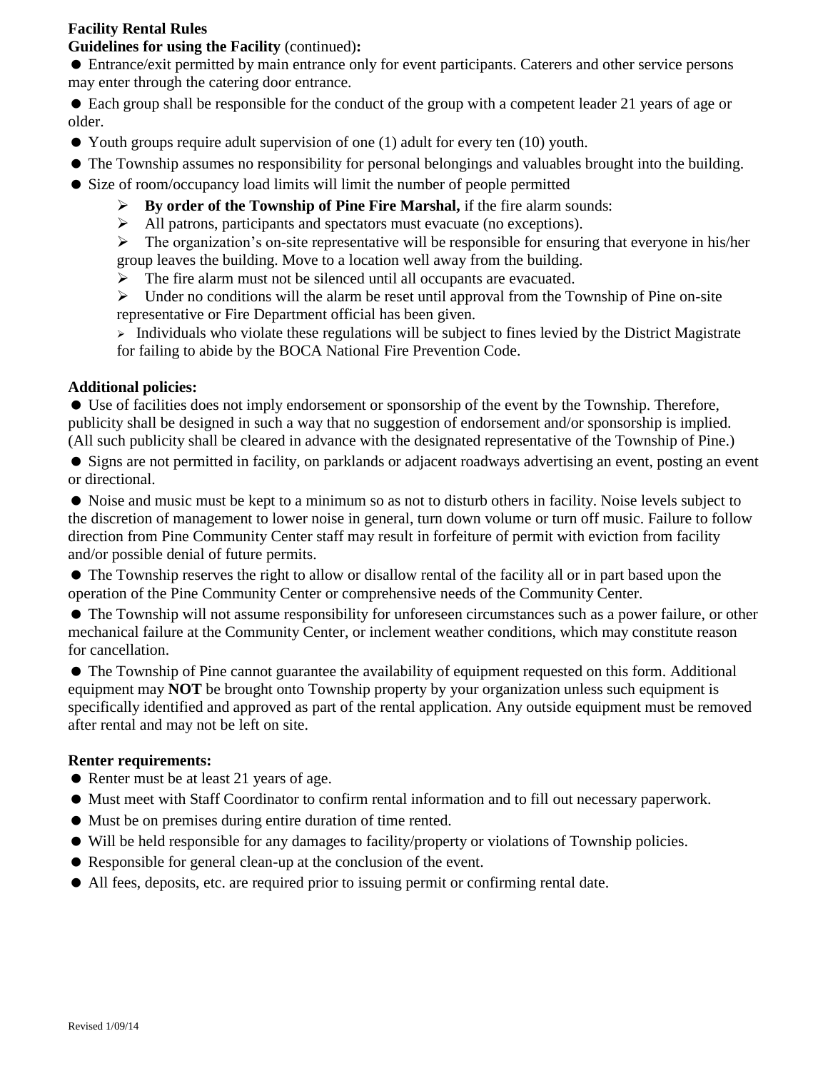**Facility Rental Rules**

**Guidelines for using the Facility** (continued)**:**

- Entrance/exit permitted by main entrance only for event participants. Caterers and other service persons may enter through the catering door entrance.
- Each group shall be responsible for the conduct of the group with a competent leader 21 years of age or older.
- Youth groups require adult supervision of one (1) adult for every ten (10) youth.
- The Township assumes no responsibility for personal belongings and valuables brought into the building.
- Size of room/occupancy load limits will limit the number of people permitted
  - **By order of the Township of Pine Fire Marshal,** if the fire alarm sounds:
  - All patrons, participants and spectators must evacuate (no exceptions).
  - The organization's on-site representative will be responsible for ensuring that everyone in his/her group leaves the building. Move to a location well away from the building.
  - The fire alarm must not be silenced until all occupants are evacuated.
  - Under no conditions will the alarm be reset until approval from the Township of Pine on-site representative or Fire Department official has been given.
  - Individuals who violate these regulations will be subject to fines levied by the District Magistrate for failing to abide by the BOCA National Fire Prevention Code.

**Additional policies:**

- Use of facilities does not imply endorsement or sponsorship of the event by the Township. Therefore, publicity shall be designed in such a way that no suggestion of endorsement and/or sponsorship is implied. (All such publicity shall be cleared in advance with the designated representative of the Township of Pine.)
- Signs are not permitted in facility, on parklands or adjacent roadways advertising an event, posting an event or directional.
- Noise and music must be kept to a minimum so as not to disturb others in facility. Noise levels subject to the discretion of management to lower noise in general, turn down volume or turn off music. Failure to follow direction from Pine Community Center staff may result in forfeiture of permit with eviction from facility and/or possible denial of future permits.
- The Township reserves the right to allow or disallow rental of the facility all or in part based upon the operation of the Pine Community Center or comprehensive needs of the Community Center.
- The Township will not assume responsibility for unforeseen circumstances such as a power failure, or other mechanical failure at the Community Center, or inclement weather conditions, which may constitute reason for cancellation.
- The Township of Pine cannot guarantee the availability of equipment requested on this form. Additional equipment may **NOT** be brought onto Township property by your organization unless such equipment is specifically identified and approved as part of the rental application. Any outside equipment must be removed after rental and may not be left on site.

**Renter requirements:**

- Renter must be at least 21 years of age.
- Must meet with Staff Coordinator to confirm rental information and to fill out necessary paperwork.
- Must be on premises during entire duration of time rented.
- Will be held responsible for any damages to facility/property or violations of Township policies.
- Responsible for general clean-up at the conclusion of the event.
- All fees, deposits, etc. are required prior to issuing permit or confirming rental date.

Revised 1/09/14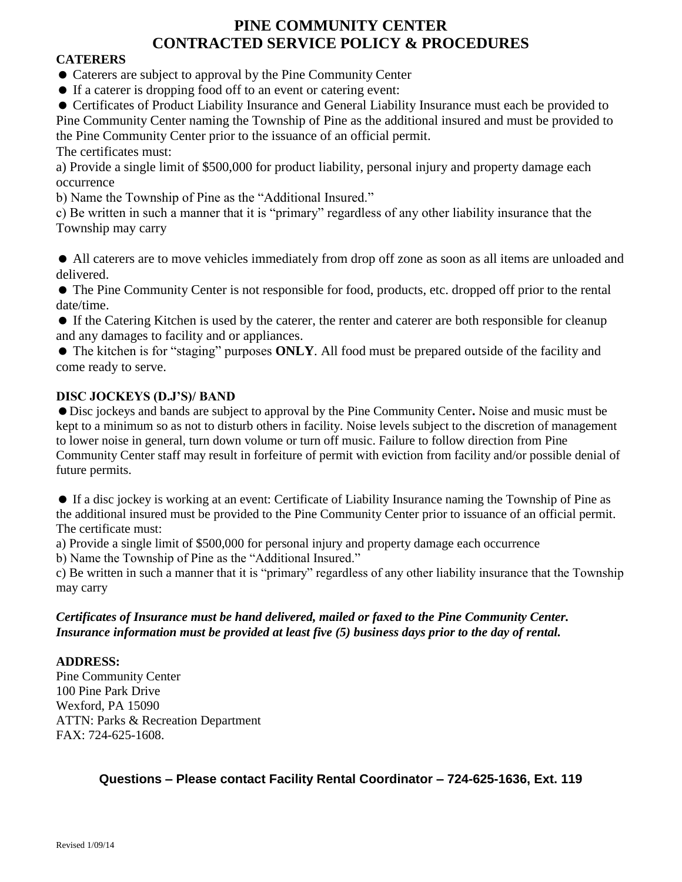# PINE COMMUNITY CENTER
# CONTRACTED SERVICE POLICY & PROCEDURES

**CATERERS**

- Caterers are subject to approval by the Pine Community Center
- If a caterer is dropping food off to an event or catering event:
- Certificates of Product Liability Insurance and General Liability Insurance must each be provided to Pine Community Center naming the Township of Pine as the additional insured and must be provided to the Pine Community Center prior to the issuance of an official permit.

The certificates must:

a) Provide a single limit of $500,000 for product liability, personal injury and property damage each occurrence

b) Name the Township of Pine as the "Additional Insured."

c) Be written in such a manner that it is "primary" regardless of any other liability insurance that the Township may carry

- All caterers are to move vehicles immediately from drop off zone as soon as all items are unloaded and delivered.
- The Pine Community Center is not responsible for food, products, etc. dropped off prior to the rental date/time.
- If the Catering Kitchen is used by the caterer, the renter and caterer are both responsible for cleanup and any damages to facility and or appliances.
- The kitchen is for "staging" purposes **ONLY**. All food must be prepared outside of the facility and come ready to serve.

**DISC JOCKEYS (D.J'S)/ BAND**

- Disc jockeys and bands are subject to approval by the Pine Community Center**.** Noise and music must be kept to a minimum so as not to disturb others in facility. Noise levels subject to the discretion of management to lower noise in general, turn down volume or turn off music. Failure to follow direction from Pine Community Center staff may result in forfeiture of permit with eviction from facility and/or possible denial of future permits.

- If a disc jockey is working at an event: Certificate of Liability Insurance naming the Township of Pine as the additional insured must be provided to the Pine Community Center prior to issuance of an official permit.

The certificate must:

a) Provide a single limit of $500,000 for personal injury and property damage each occurrence

b) Name the Township of Pine as the "Additional Insured."

c) Be written in such a manner that it is "primary" regardless of any other liability insurance that the Township may carry

***Certificates of Insurance must be hand delivered, mailed or faxed to the Pine Community Center. Insurance information must be provided at least five (5) business days prior to the day of rental.***

**ADDRESS:**
Pine Community Center
100 Pine Park Drive
Wexford, PA 15090
ATTN: Parks & Recreation Department
FAX: 724-625-1608.

**Questions – Please contact Facility Rental Coordinator – 724-625-1636, Ext. 119**

Revised 1/09/14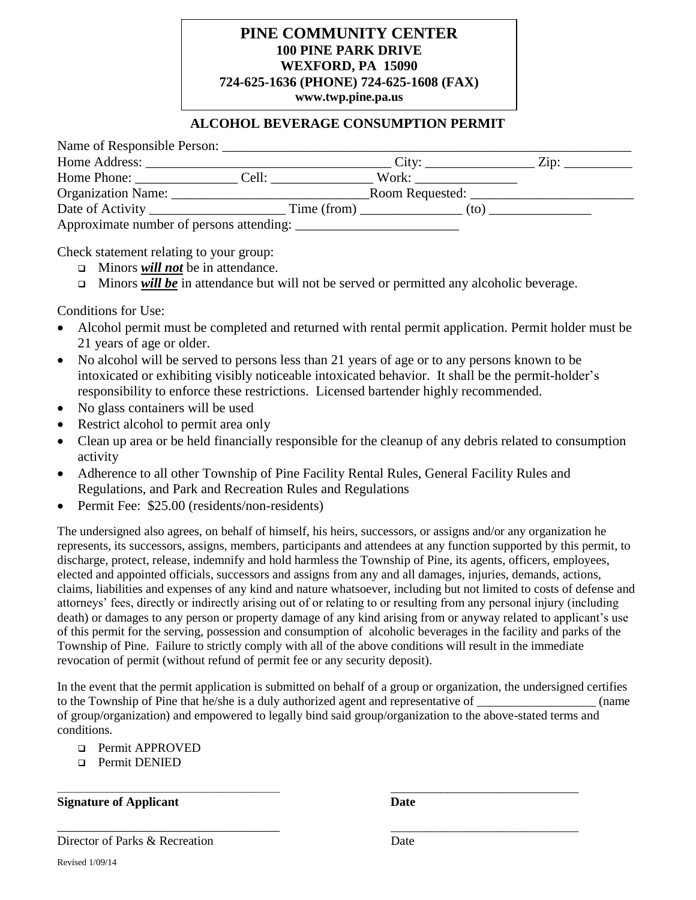**PINE COMMUNITY CENTER**
**100 PINE PARK DRIVE**
**WEXFORD, PA 15090**
**724-625-1636 (PHONE) 724-625-1608 (FAX)**
**www.twp.pine.pa.us**

## ALCOHOL BEVERAGE CONSUMPTION PERMIT

Name of Responsible Person: ______________________________________________________________

Home Address: ___________________________________ City: _______________ Zip: __________

Home Phone: ______________ Cell: ______________ Work: _______________

Organization Name: ____________________________Room Requested: ________________________

Date of Activity ___________________ Time (from) ______________ (to) _______________

Approximate number of persons attending: _______________________

Check statement relating to your group:

- ❑ Minors ***will not*** be in attendance.
- ❑ Minors ***will be*** in attendance but will not be served or permitted any alcoholic beverage.

Conditions for Use:

- Alcohol permit must be completed and returned with rental permit application. Permit holder must be 21 years of age or older.
- No alcohol will be served to persons less than 21 years of age or to any persons known to be intoxicated or exhibiting visibly noticeable intoxicated behavior. It shall be the permit-holder's responsibility to enforce these restrictions. Licensed bartender highly recommended.
- No glass containers will be used
- Restrict alcohol to permit area only
- Clean up area or be held financially responsible for the cleanup of any debris related to consumption activity
- Adherence to all other Township of Pine Facility Rental Rules, General Facility Rules and Regulations, and Park and Recreation Rules and Regulations
- Permit Fee: $25.00 (residents/non-residents)

The undersigned also agrees, on behalf of himself, his heirs, successors, or assigns and/or any organization he represents, its successors, assigns, members, participants and attendees at any function supported by this permit, to discharge, protect, release, indemnify and hold harmless the Township of Pine, its agents, officers, employees, elected and appointed officials, successors and assigns from any and all damages, injuries, demands, actions, claims, liabilities and expenses of any kind and nature whatsoever, including but not limited to costs of defense and attorneys' fees, directly or indirectly arising out of or relating to or resulting from any personal injury (including death) or damages to any person or property damage of any kind arising from or anyway related to applicant's use of this permit for the serving, possession and consumption of alcoholic beverages in the facility and parks of the Township of Pine. Failure to strictly comply with all of the above conditions will result in the immediate revocation of permit (without refund of permit fee or any security deposit).

In the event that the permit application is submitted on behalf of a group or organization, the undersigned certifies to the Township of Pine that he/she is a duly authorized agent and representative of ___________________ (name of group/organization) and empowered to legally bind said group/organization to the above-stated terms and conditions.

- ❑ Permit APPROVED
- ❑ Permit DENIED

_________________________________ _____________________________

**Signature of Applicant** **Date**

_________________________________ _____________________________

Director of Parks & Recreation Date

Revised 1/09/14